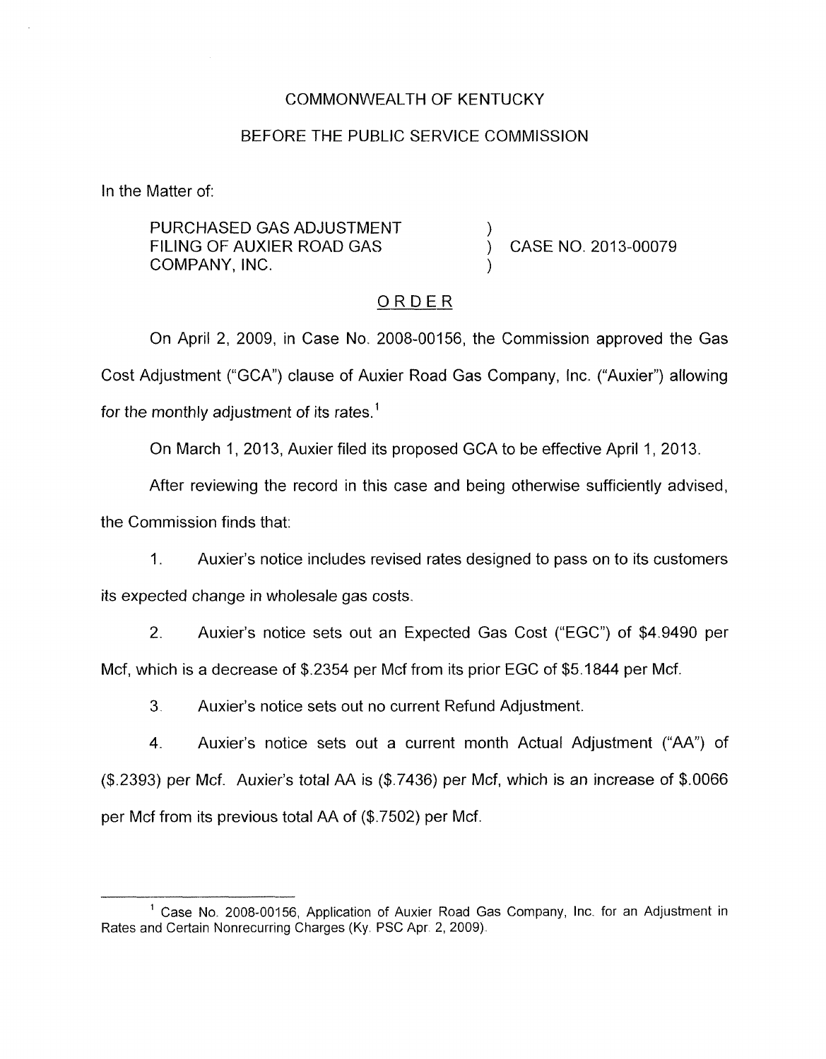COMMONWEALTH OF KENTUCKY

BEFORE THE PUBLIC SERVICE COMMISSION

In the Matter of:

PURCHASED GAS ADJUSTMENT FILING OF AUXIER ROAD GAS COMPANY, INC. ) CASE NO. 2013-00079

ORDER

On April 2, 2009, in Case No. 2008-00156, the Commission approved the Gas Cost Adjustment ("GCA") clause of Auxier Road Gas Company, Inc. ("Auxier") allowing for the monthly adjustment of its rates.[1]

On March 1, 2013, Auxier filed its proposed GCA to be effective April 1, 2013.

After reviewing the record in this case and being otherwise sufficiently advised, the Commission finds that:

1. Auxier's notice includes revised rates designed to pass on to its customers its expected change in wholesale gas costs.

2. Auxier's notice sets out an Expected Gas Cost ("EGC") of $4.9490 per Mcf, which is a decrease of $.2354 per Mcf from its prior EGC of $5.1844 per Mcf.

3. Auxier's notice sets out no current Refund Adjustment.

4. Auxier's notice sets out a current month Actual Adjustment ("AA") of ($.2393) per Mcf. Auxier's total AA is ($.7436) per Mcf, which is an increase of $.0066 per Mcf from its previous total AA of ($.7502) per Mcf.

---

[1] Case No. 2008-00156, Application of Auxier Road Gas Company, Inc. for an Adjustment in Rates and Certain Nonrecurring Charges (Ky. PSC Apr. 2, 2009).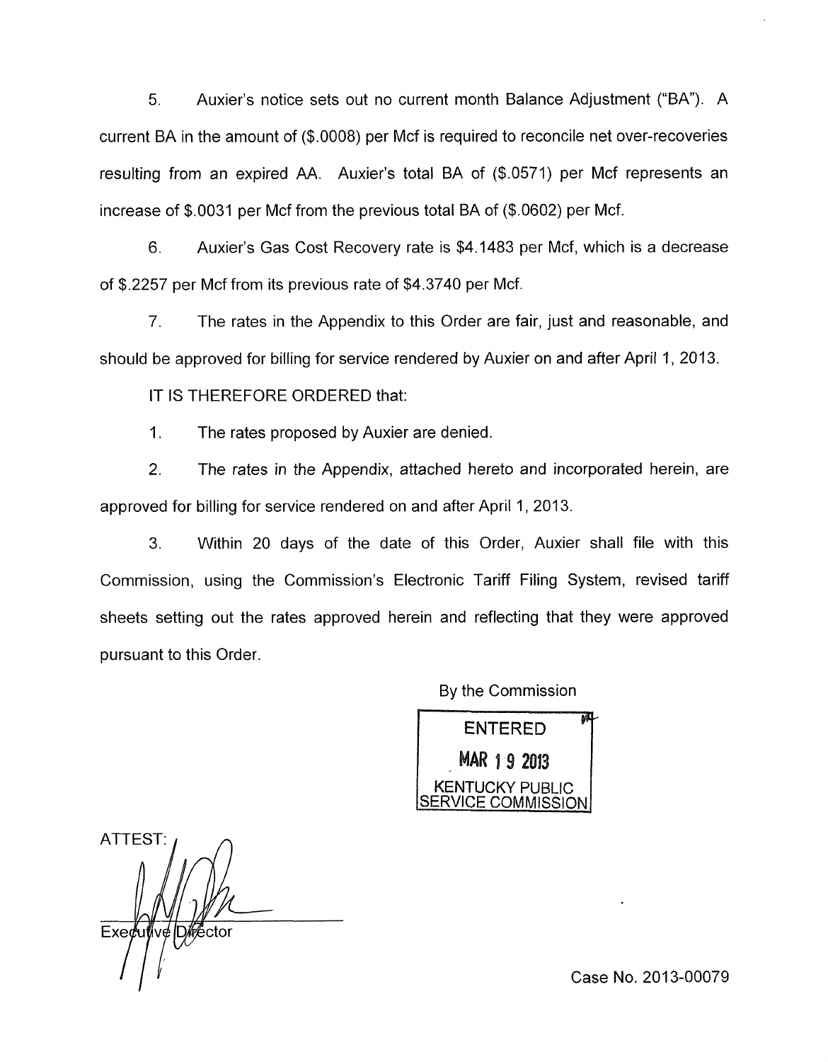5. Auxier's notice sets out no current month Balance Adjustment ("BA"). A current BA in the amount of ($.0008) per Mcf is required to reconcile net over-recoveries resulting from an expired AA. Auxier's total BA of ($.0571) per Mcf represents an increase of $.0031 per Mcf from the previous total BA of ($.0602) per Mcf.

6. Auxier's Gas Cost Recovery rate is $4.1483 per Mcf, which is a decrease of $.2257 per Mcf from its previous rate of $4.3740 per Mcf.

7. The rates in the Appendix to this Order are fair, just and reasonable, and should be approved for billing for service rendered by Auxier on and after April 1, 2013.

IT IS THEREFORE ORDERED that:

1. The rates proposed by Auxier are denied.

2. The rates in the Appendix, attached hereto and incorporated herein, are approved for billing for service rendered on and after April 1, 2013.

3. Within 20 days of the date of this Order, Auxier shall file with this Commission, using the Commission's Electronic Tariff Filing System, revised tariff sheets setting out the rates approved herein and reflecting that they were approved pursuant to this Order.

By the Commission

ENTERED
MAR 19 2013
KENTUCKY PUBLIC SERVICE COMMISSION

ATTEST:

Executive Director

Case No. 2013-00079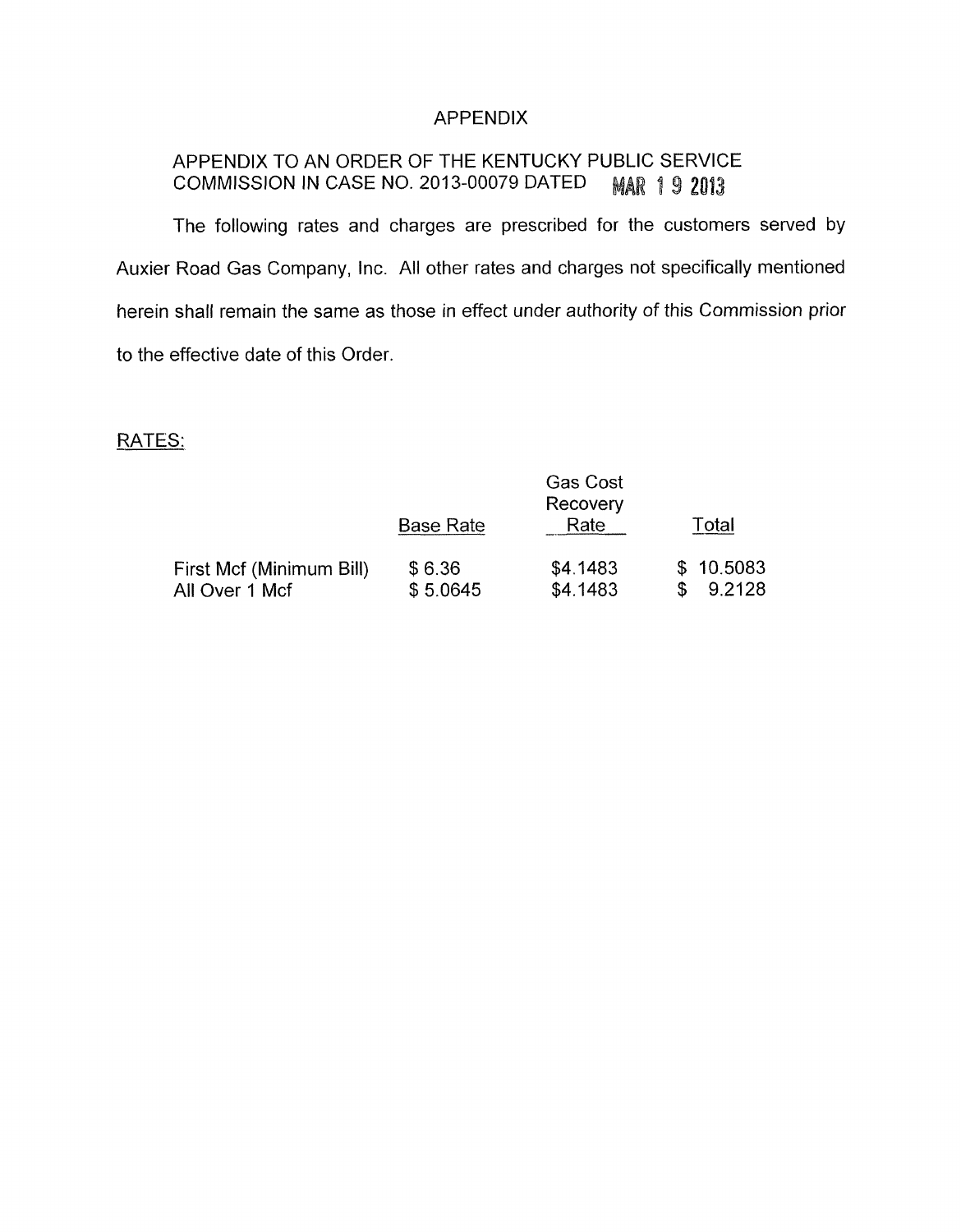# APPENDIX

## APPENDIX TO AN ORDER OF THE KENTUCKY PUBLIC SERVICE COMMISSION IN CASE NO. 2013-00079 DATED MAR 19 2013

The following rates and charges are prescribed for the customers served by Auxier Road Gas Company, Inc. All other rates and charges not specifically mentioned herein shall remain the same as those in effect under authority of this Commission prior to the effective date of this Order.

RATES:

| | Base Rate | Gas Cost Recovery Rate | Total |
|---|---|---|---|
| First Mcf (Minimum Bill) | $ 6.36 | $4.1483 | $ 10.5083 |
| All Over 1 Mcf | $ 5.0645 | $4.1483 | $ 9.2128 |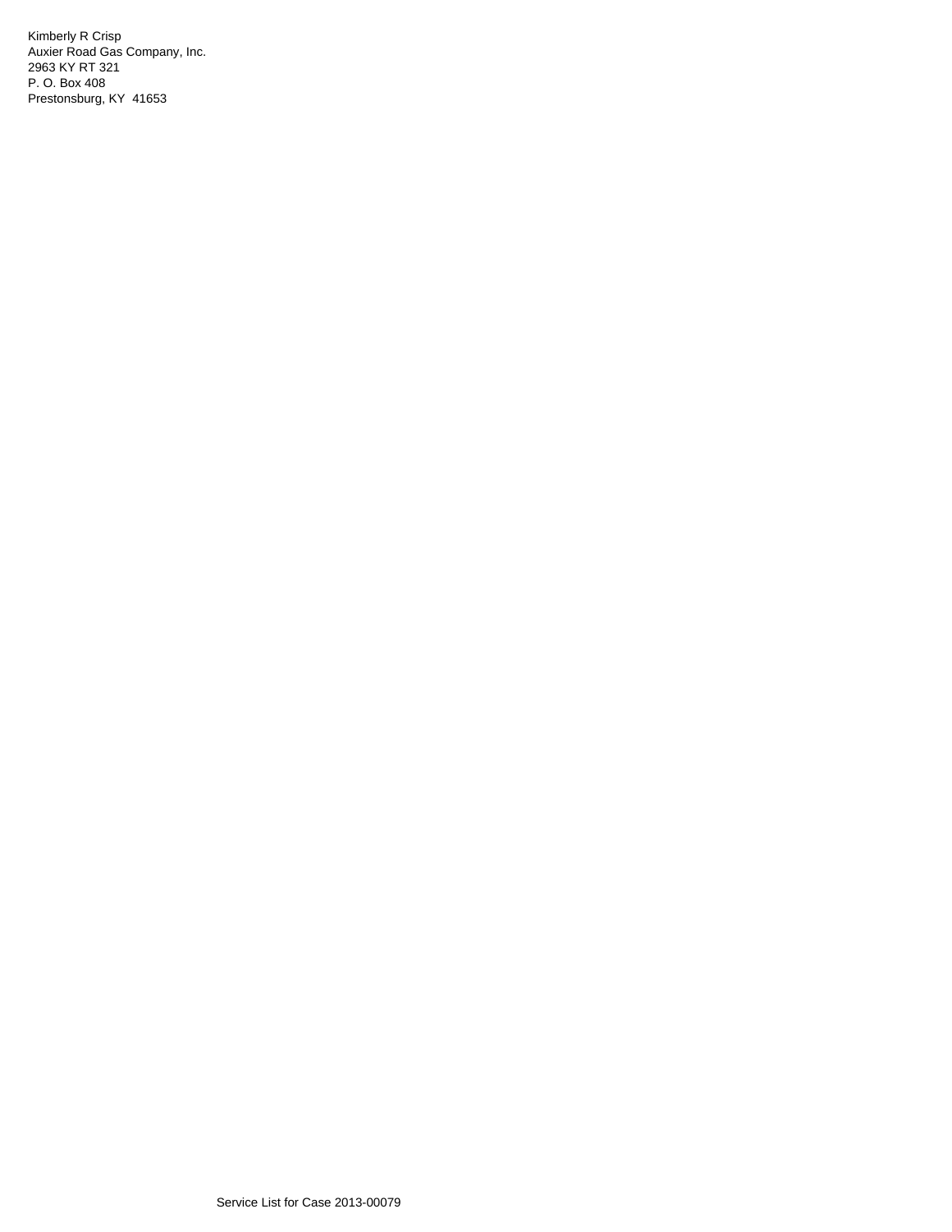Kimberly R Crisp
Auxier Road Gas Company, Inc.
2963 KY RT 321
P. O. Box 408
Prestonsburg, KY  41653